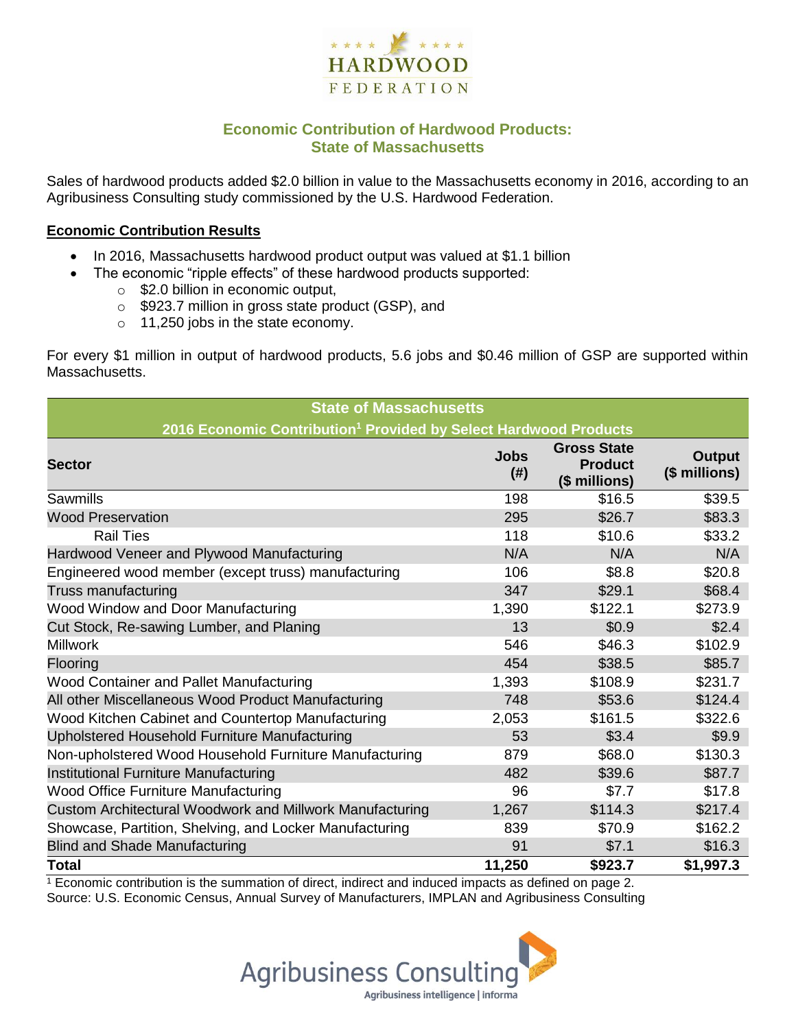HARDWOOD FEDERATION

## Economic Contribution of Hardwood Products: State of Massachusetts

Sales of hardwood products added $2.0 billion in value to the Massachusetts economy in 2016, according to an Agribusiness Consulting study commissioned by the U.S. Hardwood Federation.

### Economic Contribution Results

- In 2016, Massachusetts hardwood product output was valued at $1.1 billion
- The economic "ripple effects" of these hardwood products supported:
  - $2.0 billion in economic output,
  - $923.7 million in gross state product (GSP), and
  - 11,250 jobs in the state economy.

For every $1 million in output of hardwood products, 5.6 jobs and $0.46 million of GSP are supported within Massachusetts.

| State of Massachusetts 2016 Economic Contribution[1] Provided by Select Hardwood Products | | | |
|---|---|---|---|
| **Sector** | **Jobs (#)** | **Gross State Product ($ millions)** | **Output ($ millions)** |
| Sawmills | 198 | $16.5 | $39.5 |
| Wood Preservation | 295 | $26.7 | $83.3 |
| Rail Ties | 118 | $10.6 | $33.2 |
| Hardwood Veneer and Plywood Manufacturing | N/A | N/A | N/A |
| Engineered wood member (except truss) manufacturing | 106 | $8.8 | $20.8 |
| Truss manufacturing | 347 | $29.1 | $68.4 |
| Wood Window and Door Manufacturing | 1,390 | $122.1 | $273.9 |
| Cut Stock, Re-sawing Lumber, and Planing | 13 | $0.9 | $2.4 |
| Millwork | 546 | $46.3 | $102.9 |
| Flooring | 454 | $38.5 | $85.7 |
| Wood Container and Pallet Manufacturing | 1,393 | $108.9 | $231.7 |
| All other Miscellaneous Wood Product Manufacturing | 748 | $53.6 | $124.4 |
| Wood Kitchen Cabinet and Countertop Manufacturing | 2,053 | $161.5 | $322.6 |
| Upholstered Household Furniture Manufacturing | 53 | $3.4 | $9.9 |
| Non-upholstered Wood Household Furniture Manufacturing | 879 | $68.0 | $130.3 |
| Institutional Furniture Manufacturing | 482 | $39.6 | $87.7 |
| Wood Office Furniture Manufacturing | 96 | $7.7 | $17.8 |
| Custom Architectural Woodwork and Millwork Manufacturing | 1,267 | $114.3 | $217.4 |
| Showcase, Partition, Shelving, and Locker Manufacturing | 839 | $70.9 | $162.2 |
| Blind and Shade Manufacturing | 91 | $7.1 | $16.3 |
| **Total** | **11,250** | **$923.7** | **$1,997.3** |

[1] Economic contribution is the summation of direct, indirect and induced impacts as defined on page 2.
Source: U.S. Economic Census, Annual Survey of Manufacturers, IMPLAN and Agribusiness Consulting

Agribusiness Consulting
Agribusiness intelligence | informa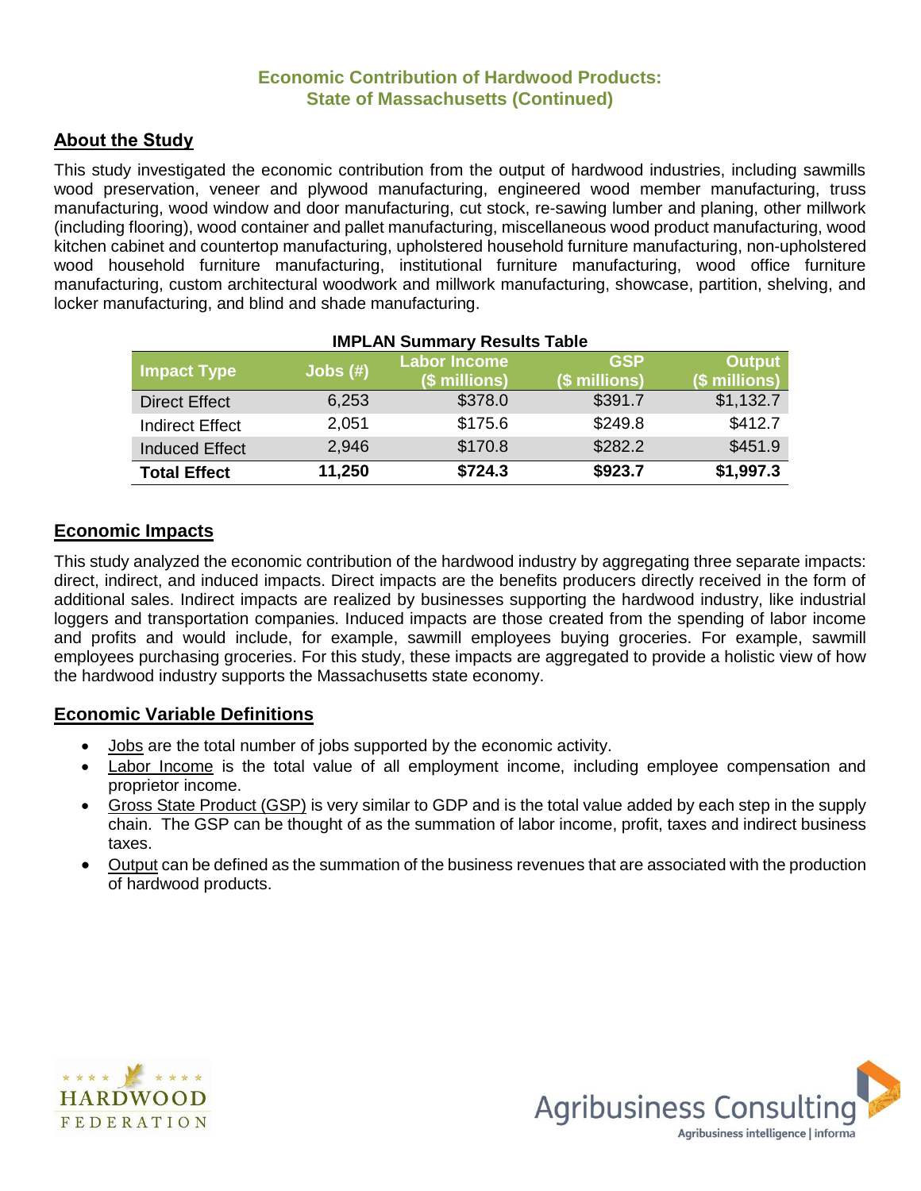## Economic Contribution of Hardwood Products: State of Massachusetts (Continued)

### About the Study

This study investigated the economic contribution from the output of hardwood industries, including sawmills wood preservation, veneer and plywood manufacturing, engineered wood member manufacturing, truss manufacturing, wood window and door manufacturing, cut stock, re-sawing lumber and planing, other millwork (including flooring), wood container and pallet manufacturing, miscellaneous wood product manufacturing, wood kitchen cabinet and countertop manufacturing, upholstered household furniture manufacturing, non-upholstered wood household furniture manufacturing, institutional furniture manufacturing, wood office furniture manufacturing, custom architectural woodwork and millwork manufacturing, showcase, partition, shelving, and locker manufacturing, and blind and shade manufacturing.

**IMPLAN Summary Results Table**

| Impact Type | Jobs (#) | Labor Income ($ millions) | GSP ($ millions) | Output ($ millions) |
|---|---|---|---|---|
| Direct Effect | 6,253 | $378.0 | $391.7 | $1,132.7 |
| Indirect Effect | 2,051 | $175.6 | $249.8 | $412.7 |
| Induced Effect | 2,946 | $170.8 | $282.2 | $451.9 |
| **Total Effect** | **11,250** | **$724.3** | **$923.7** | **$1,997.3** |

### Economic Impacts

This study analyzed the economic contribution of the hardwood industry by aggregating three separate impacts: direct, indirect, and induced impacts. Direct impacts are the benefits producers directly received in the form of additional sales. Indirect impacts are realized by businesses supporting the hardwood industry, like industrial loggers and transportation companies. Induced impacts are those created from the spending of labor income and profits and would include, for example, sawmill employees buying groceries. For example, sawmill employees purchasing groceries. For this study, these impacts are aggregated to provide a holistic view of how the hardwood industry supports the Massachusetts state economy.

### Economic Variable Definitions

- Jobs are the total number of jobs supported by the economic activity.
- Labor Income is the total value of all employment income, including employee compensation and proprietor income.
- Gross State Product (GSP) is very similar to GDP and is the total value added by each step in the supply chain. The GSP can be thought of as the summation of labor income, profit, taxes and indirect business taxes.
- Output can be defined as the summation of the business revenues that are associated with the production of hardwood products.

HARDWOOD FEDERATION

Agribusiness Consulting
Agribusiness intelligence | informa